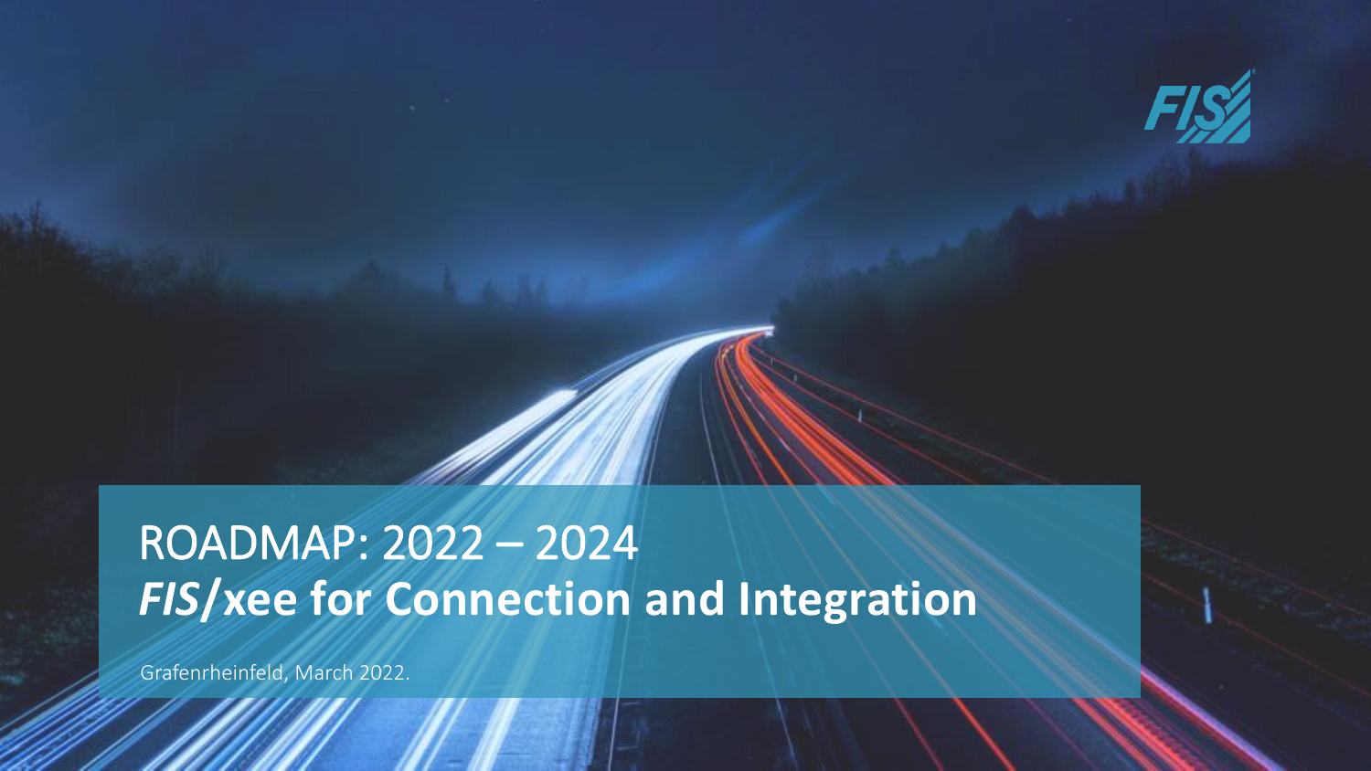# ROADMAP: 2022 – 2024

## *FIS*/xee for Connection and Integration

Grafenrheinfeld, March 2022.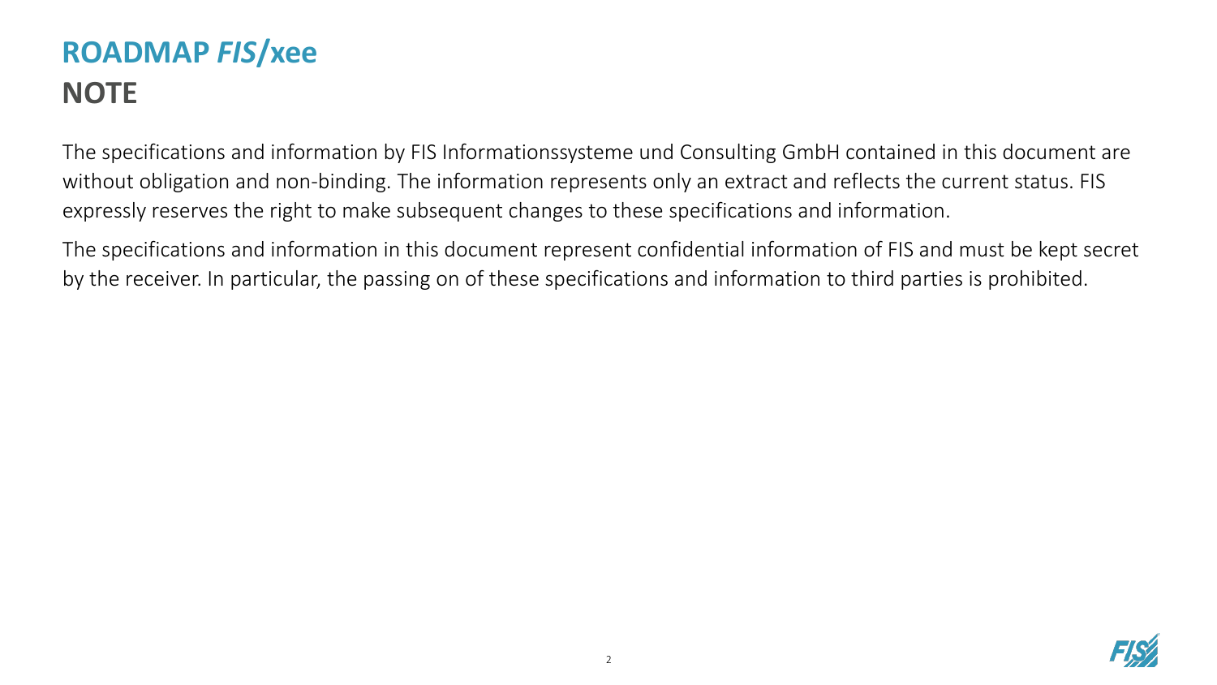# ROADMAP *FIS*/xee
## NOTE

The specifications and information by FIS Informationssysteme und Consulting GmbH contained in this document are without obligation and non-binding. The information represents only an extract and reflects the current status. FIS expressly reserves the right to make subsequent changes to these specifications and information.

The specifications and information in this document represent confidential information of FIS and must be kept secret by the receiver. In particular, the passing on of these specifications and information to third parties is prohibited.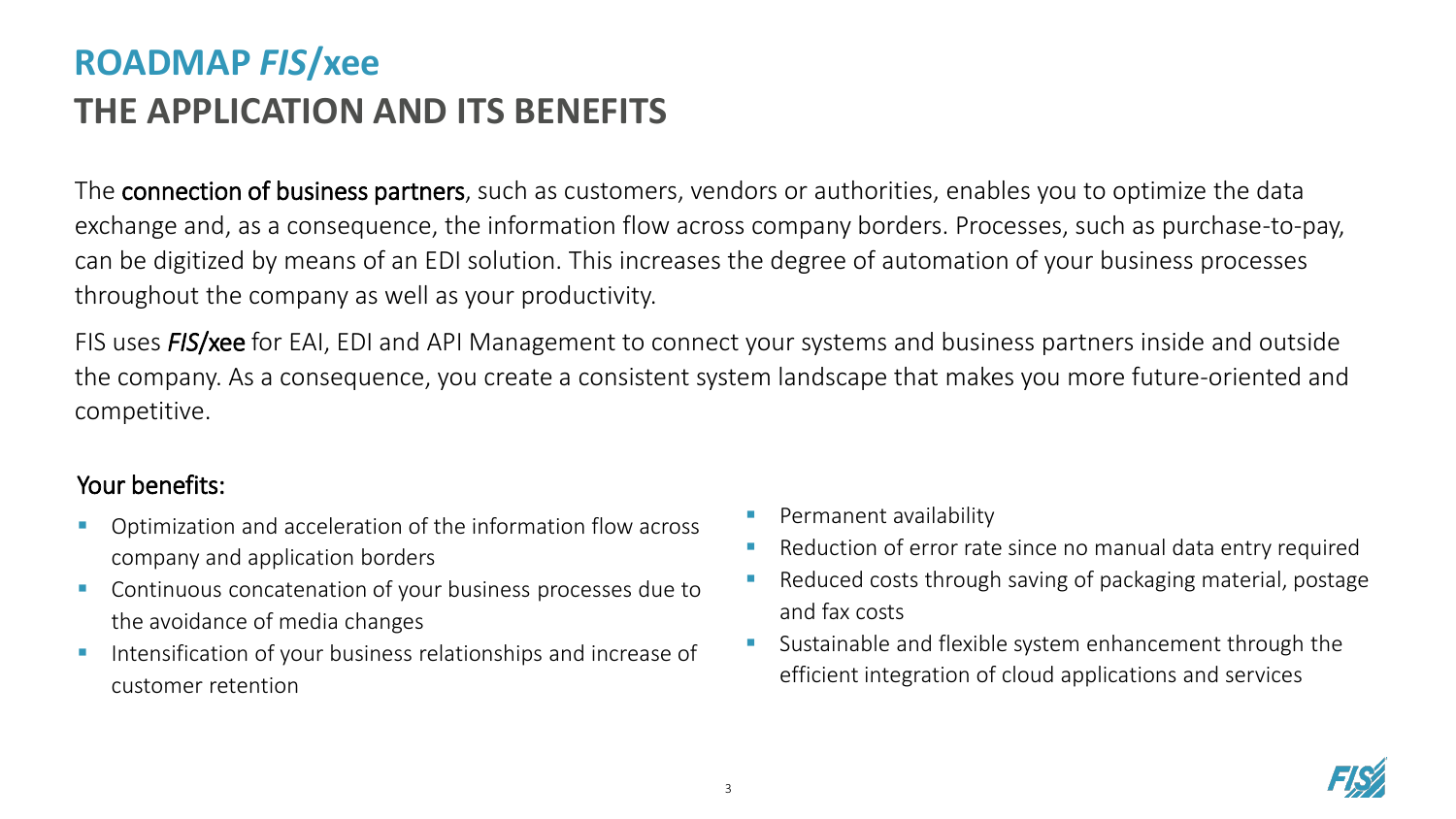# ROADMAP *FIS*/xee

## THE APPLICATION AND ITS BENEFITS

The **connection of business partners**, such as customers, vendors or authorities, enables you to optimize the data exchange and, as a consequence, the information flow across company borders. Processes, such as purchase-to-pay, can be digitized by means of an EDI solution. This increases the degree of automation of your business processes throughout the company as well as your productivity.

FIS uses ***FIS*/xee** for EAI, EDI and API Management to connect your systems and business partners inside and outside the company. As a consequence, you create a consistent system landscape that makes you more future-oriented and competitive.

### Your benefits:

- Optimization and acceleration of the information flow across company and application borders
- Continuous concatenation of your business processes due to the avoidance of media changes
- Intensification of your business relationships and increase of customer retention
- Permanent availability
- Reduction of error rate since no manual data entry required
- Reduced costs through saving of packaging material, postage and fax costs
- Sustainable and flexible system enhancement through the efficient integration of cloud applications and services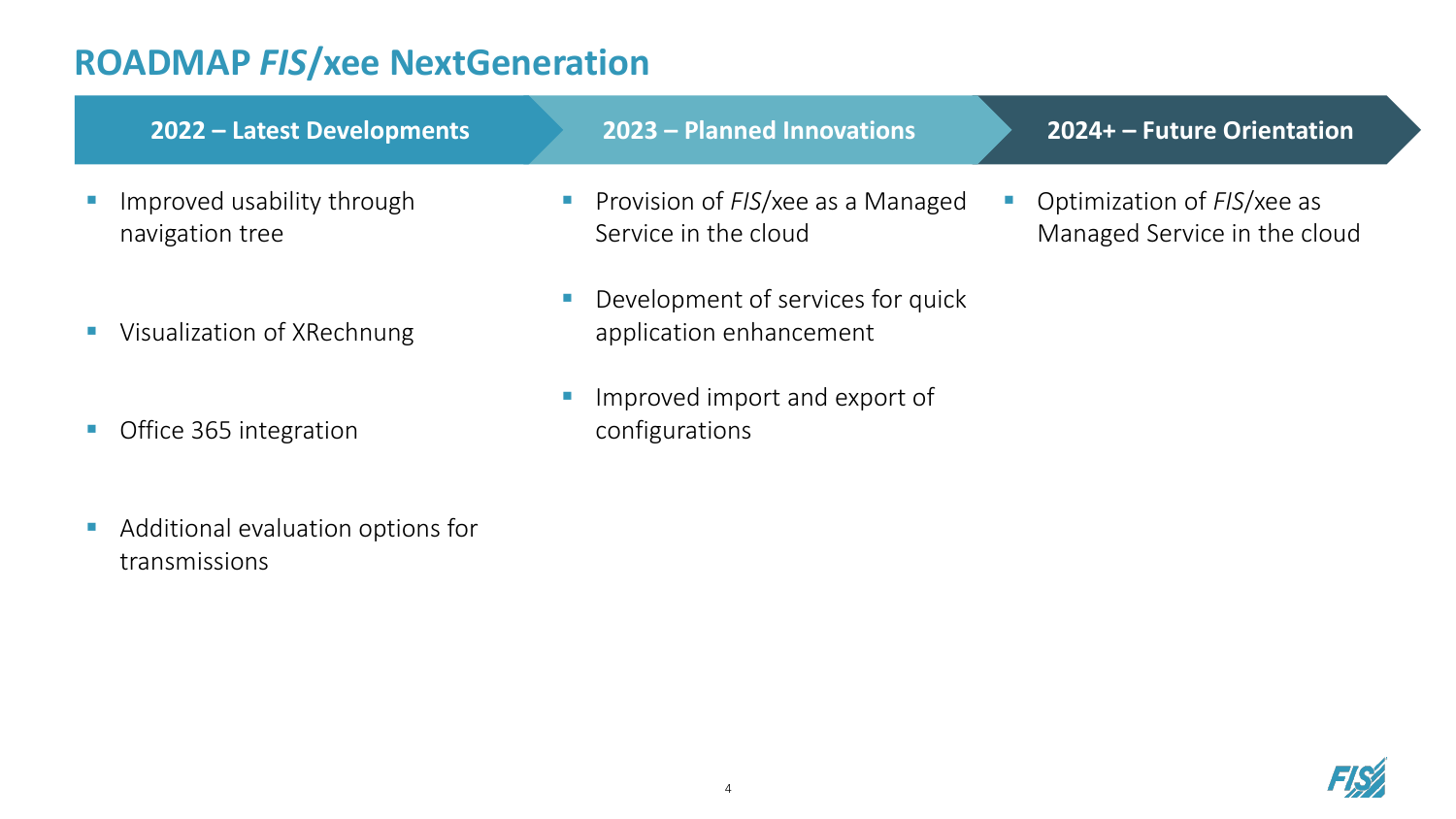# ROADMAP *FIS*/xee NextGeneration

## 2022 – Latest Developments

- Improved usability through navigation tree
- Visualization of XRechnung
- Office 365 integration
- Additional evaluation options for transmissions

## 2023 – Planned Innovations

- Provision of *FIS*/xee as a Managed Service in the cloud
- Development of services for quick application enhancement
- Improved import and export of configurations

## 2024+ – Future Orientation

- Optimization of *FIS*/xee as Managed Service in the cloud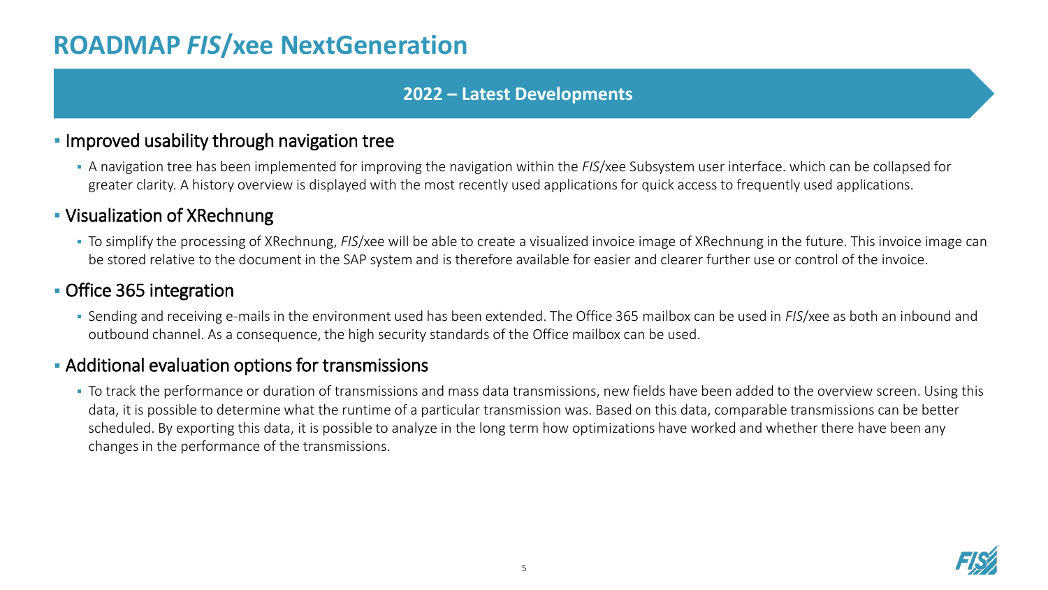# ROADMAP *FIS*/xee NextGeneration

## 2022 – Latest Developments

- Improved usability through navigation tree
  - A navigation tree has been implemented for improving the navigation within the *FIS*/xee Subsystem user interface. which can be collapsed for greater clarity. A history overview is displayed with the most recently used applications for quick access to frequently used applications.
- Visualization of XRechnung
  - To simplify the processing of XRechnung, *FIS*/xee will be able to create a visualized invoice image of XRechnung in the future. This invoice image can be stored relative to the document in the SAP system and is therefore available for easier and clearer further use or control of the invoice.
- Office 365 integration
  - Sending and receiving e-mails in the environment used has been extended. The Office 365 mailbox can be used in *FIS*/xee as both an inbound and outbound channel. As a consequence, the high security standards of the Office mailbox can be used.
- Additional evaluation options for transmissions
  - To track the performance or duration of transmissions and mass data transmissions, new fields have been added to the overview screen. Using this data, it is possible to determine what the runtime of a particular transmission was. Based on this data, comparable transmissions can be better scheduled. By exporting this data, it is possible to analyze in the long term how optimizations have worked and whether there have been any changes in the performance of the transmissions.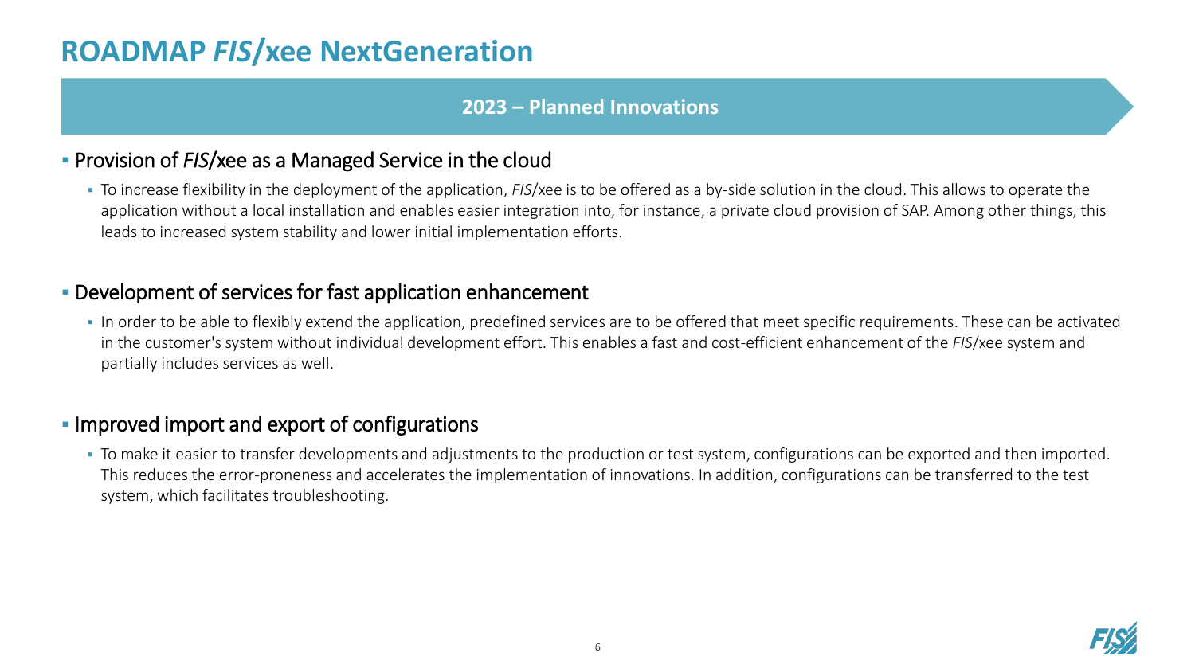# ROADMAP *FIS*/xee NextGeneration

## 2023 – Planned Innovations

- Provision of *FIS*/xee as a Managed Service in the cloud
  - To increase flexibility in the deployment of the application, *FIS*/xee is to be offered as a by-side solution in the cloud. This allows to operate the application without a local installation and enables easier integration into, for instance, a private cloud provision of SAP. Among other things, this leads to increased system stability and lower initial implementation efforts.

- Development of services for fast application enhancement
  - In order to be able to flexibly extend the application, predefined services are to be offered that meet specific requirements. These can be activated in the customer's system without individual development effort. This enables a fast and cost-efficient enhancement of the *FIS*/xee system and partially includes services as well.

- Improved import and export of configurations
  - To make it easier to transfer developments and adjustments to the production or test system, configurations can be exported and then imported. This reduces the error-proneness and accelerates the implementation of innovations. In addition, configurations can be transferred to the test system, which facilitates troubleshooting.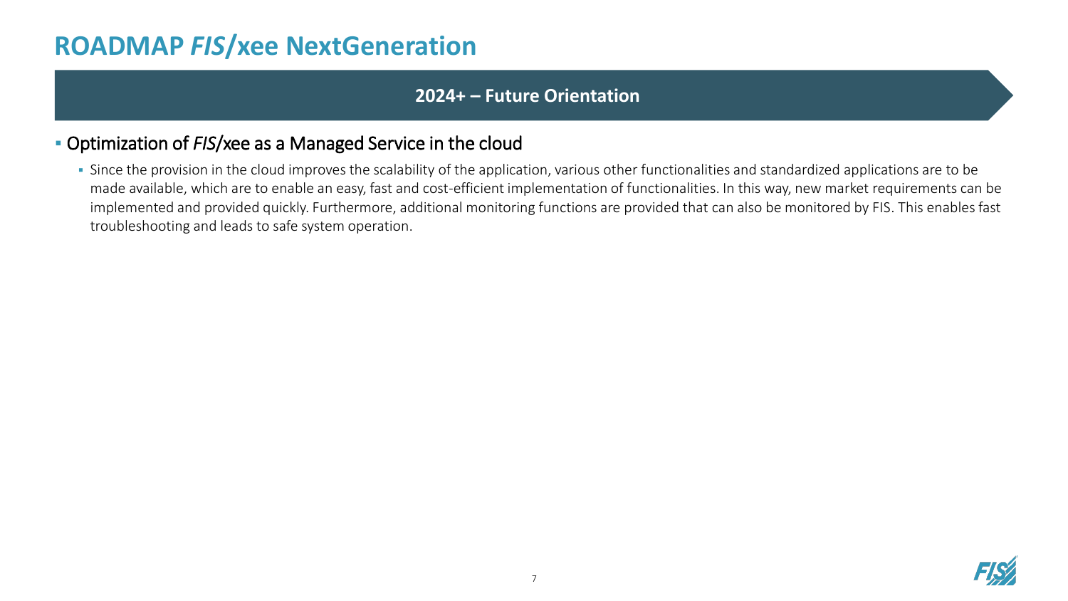# ROADMAP *FIS*/xee NextGeneration

## 2024+ – Future Orientation

- Optimization of *FIS*/xee as a Managed Service in the cloud
  - Since the provision in the cloud improves the scalability of the application, various other functionalities and standardized applications are to be made available, which are to enable an easy, fast and cost-efficient implementation of functionalities. In this way, new market requirements can be implemented and provided quickly. Furthermore, additional monitoring functions are provided that can also be monitored by FIS. This enables fast troubleshooting and leads to safe system operation.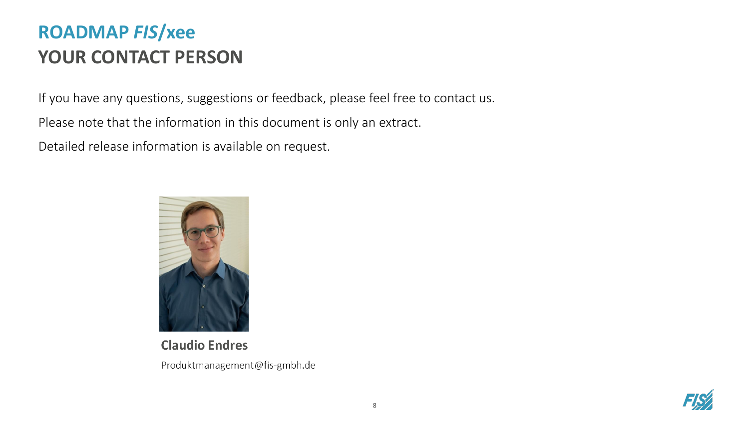# ROADMAP *FIS*/xee
# YOUR CONTACT PERSON

If you have any questions, suggestions or feedback, please feel free to contact us.

Please note that the information in this document is only an extract.

Detailed release information is available on request.

**Claudio Endres**

Produktmanagement@fis-gmbh.de